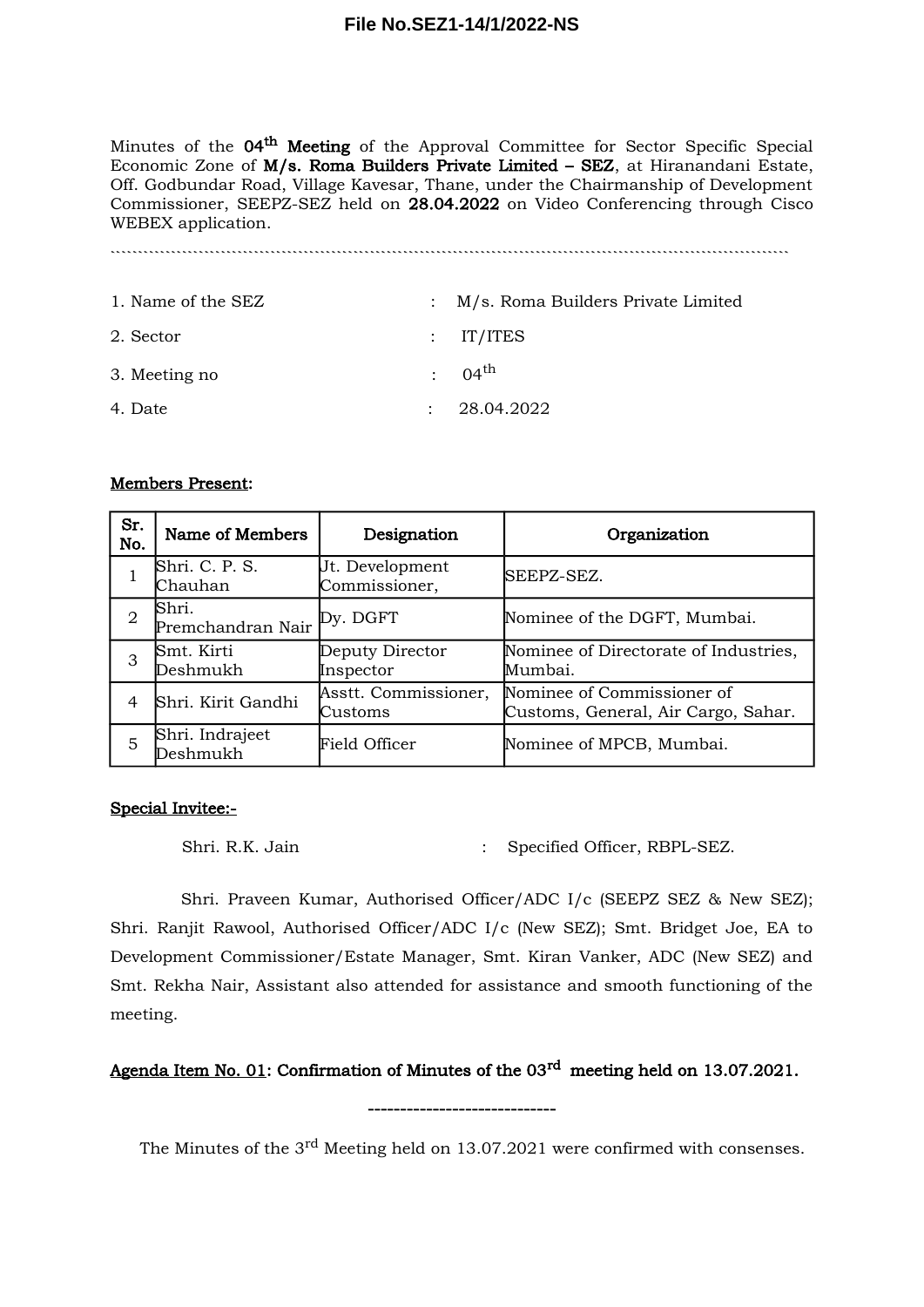**File No.SEZ1-14/1/2022-NS**

Minutes of the **04th Meeting** of the Approval Committee for Sector Specific Special Economic Zone of **M/s. Roma Builders Private Limited – SEZ**, at Hiranandani Estate, Off. Godbundar Road, Village Kavesar, Thane, under the Chairmanship of Development Commissioner, SEEPZ-SEZ held on **28.04.2022** on Video Conferencing through Cisco WEBEX application.

---

1. Name of the SEZ : M/s. Roma Builders Private Limited
2. Sector : IT/ITES
3. Meeting no : 04th
4. Date : 28.04.2022

**Members Present:**

| Sr. No. | Name of Members | Designation | Organization |
|---|---|---|---|
| 1 | Shri. C. P. S. Chauhan | Jt. Development Commissioner, | SEEPZ-SEZ. |
| 2 | Shri. Premchandran Nair | Dy. DGFT | Nominee of the DGFT, Mumbai. |
| 3 | Smt. Kirti Deshmukh | Deputy Director Inspector | Nominee of Directorate of Industries, Mumbai. |
| 4 | Shri. Kirit Gandhi | Asstt. Commissioner, Customs | Nominee of Commissioner of Customs, General, Air Cargo, Sahar. |
| 5 | Shri. Indrajeet Deshmukh | Field Officer | Nominee of MPCB, Mumbai. |

**Special Invitee:-**

Shri. R.K. Jain : Specified Officer, RBPL-SEZ.

Shri. Praveen Kumar, Authorised Officer/ADC I/c (SEEPZ SEZ & New SEZ); Shri. Ranjit Rawool, Authorised Officer/ADC I/c (New SEZ); Smt. Bridget Joe, EA to Development Commissioner/Estate Manager, Smt. Kiran Vanker, ADC (New SEZ) and Smt. Rekha Nair, Assistant also attended for assistance and smooth functioning of the meeting.

**Agenda Item No. 01: Confirmation of Minutes of the 03rd meeting held on 13.07.2021.**

---

The Minutes of the 3rd Meeting held on 13.07.2021 were confirmed with consenses.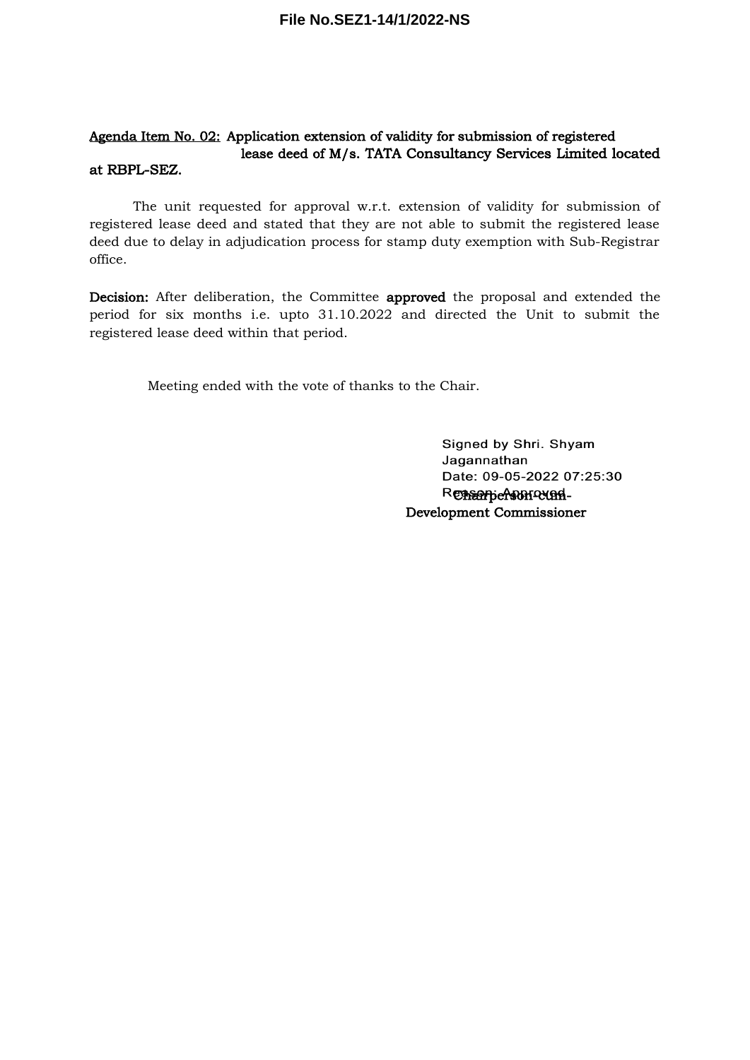<u>Agenda Item No. 02:</u> **Application extension of validity for submission of registered lease deed of M/s. TATA Consultancy Services Limited located at RBPL-SEZ.**

The unit requested for approval w.r.t. extension of validity for submission of registered lease deed and stated that they are not able to submit the registered lease deed due to delay in adjudication process for stamp duty exemption with Sub-Registrar office.

**Decision:** After deliberation, the Committee **approved** the proposal and extended the period for six months i.e. upto 31.10.2022 and directed the Unit to submit the registered lease deed within that period.

Meeting ended with the vote of thanks to the Chair.

Signed by Shri. Shyam Jagannathan
Date: 09-05-2022 07:25:30
Reason: Approved

Chairperson-cum-
Development Commissioner